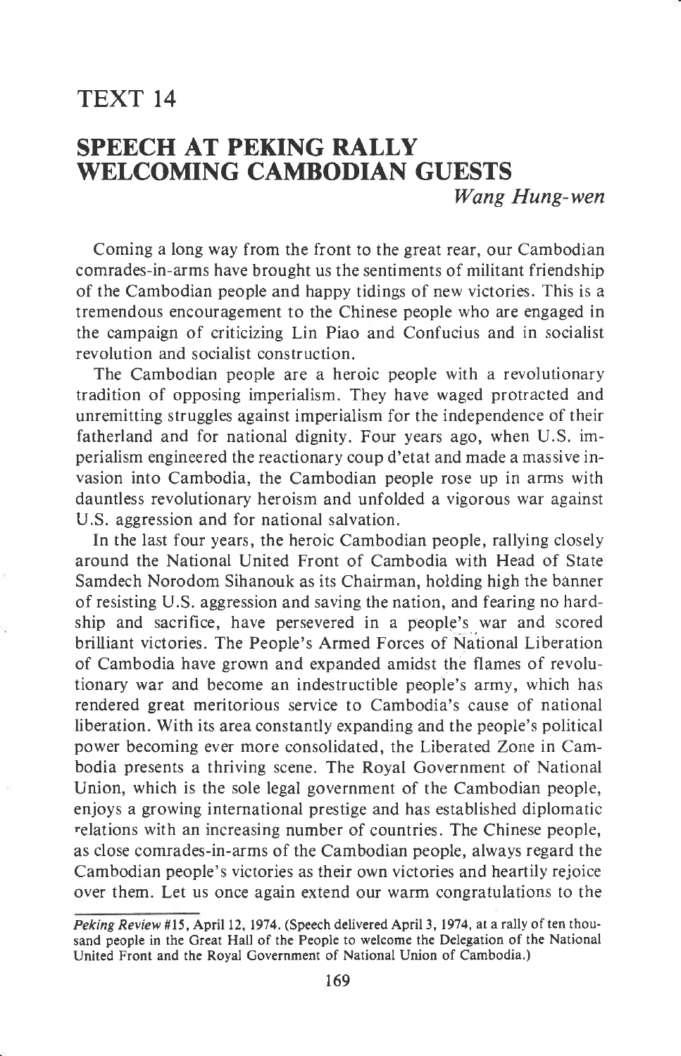# TEXT 14

## SPEECH AT PEKING RALLY WELCOMING CAMBODIAN GUESTS

*Wang Hung-wen*

Coming a long way from the front to the great rear, our Cambodian comrades-in-arms have brought us the sentiments of militant friendship of the Cambodian people and happy tidings of new victories. This is a tremendous encouragement to the Chinese people who are engaged in the campaign of criticizing Lin Piao and Confucius and in socialist revolution and socialist construction.

The Cambodian people are a heroic people with a revolutionary tradition of opposing imperialism. They have waged protracted and unremitting struggles against imperialism for the independence of their fatherland and for national dignity. Four years ago, when U.S. imperialism engineered the reactionary coup d'etat and made a massive invasion into Cambodia, the Cambodian people rose up in arms with dauntless revolutionary heroism and unfolded a vigorous war against U.S. aggression and for national salvation.

In the last four years, the heroic Cambodian people, rallying closely around the National United Front of Cambodia with Head of State Samdech Norodom Sihanouk as its Chairman, holding high the banner of resisting U.S. aggression and saving the nation, and fearing no hardship and sacrifice, have persevered in a people's war and scored brilliant victories. The People's Armed Forces of National Liberation of Cambodia have grown and expanded amidst the flames of revolutionary war and become an indestructible people's army, which has rendered great meritorious service to Cambodia's cause of national liberation. With its area constantly expanding and the people's political power becoming ever more consolidated, the Liberated Zone in Cambodia presents a thriving scene. The Royal Government of National Union, which is the sole legal government of the Cambodian people, enjoys a growing international prestige and has established diplomatic relations with an increasing number of countries. The Chinese people, as close comrades-in-arms of the Cambodian people, always regard the Cambodian people's victories as their own victories and heartily rejoice over them. Let us once again extend our warm congratulations to the

---

*Peking Review* #15, April 12, 1974. (Speech delivered April 3, 1974, at a rally of ten thousand people in the Great Hall of the People to welcome the Delegation of the National United Front and the Royal Government of National Union of Cambodia.)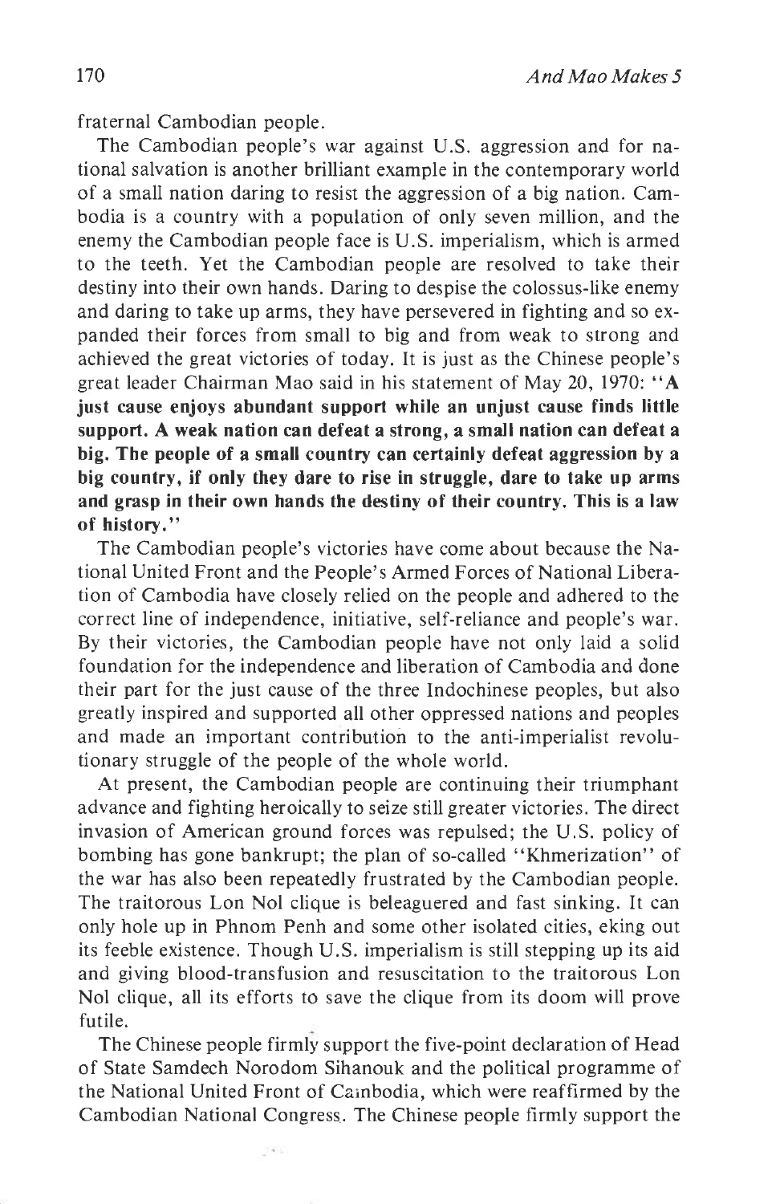fraternal Cambodian people.

The Cambodian people's war against U.S. aggression and for national salvation is another brilliant example in the contemporary world of a small nation daring to resist the aggression of a big nation. Cambodia is a country with a population of only seven million, and the enemy the Cambodian people face is U.S. imperialism, which is armed to the teeth. Yet the Cambodian people are resolved to take their destiny into their own hands. Daring to despise the colossus-like enemy and daring to take up arms, they have persevered in fighting and so expanded their forces from small to big and from weak to strong and achieved the great victories of today. It is just as the Chinese people's great leader Chairman Mao said in his statement of May 20, 1970: "**A just cause enjoys abundant support while an unjust cause finds little support. A weak nation can defeat a strong, a small nation can defeat a big. The people of a small country can certainly defeat aggression by a big country, if only they dare to rise in struggle, dare to take up arms and grasp in their own hands the destiny of their country. This is a law of history.**"

The Cambodian people's victories have come about because the National United Front and the People's Armed Forces of National Liberation of Cambodia have closely relied on the people and adhered to the correct line of independence, initiative, self-reliance and people's war. By their victories, the Cambodian people have not only laid a solid foundation for the independence and liberation of Cambodia and done their part for the just cause of the three Indochinese peoples, but also greatly inspired and supported all other oppressed nations and peoples and made an important contribution to the anti-imperialist revolutionary struggle of the people of the whole world.

At present, the Cambodian people are continuing their triumphant advance and fighting heroically to seize still greater victories. The direct invasion of American ground forces was repulsed; the U.S. policy of bombing has gone bankrupt; the plan of so-called "Khmerization" of the war has also been repeatedly frustrated by the Cambodian people. The traitorous Lon Nol clique is beleaguered and fast sinking. It can only hole up in Phnom Penh and some other isolated cities, eking out its feeble existence. Though U.S. imperialism is still stepping up its aid and giving blood-transfusion and resuscitation to the traitorous Lon Nol clique, all its efforts to save the clique from its doom will prove futile.

The Chinese people firmly support the five-point declaration of Head of State Samdech Norodom Sihanouk and the political programme of the National United Front of Cambodia, which were reaffirmed by the Cambodian National Congress. The Chinese people firmly support the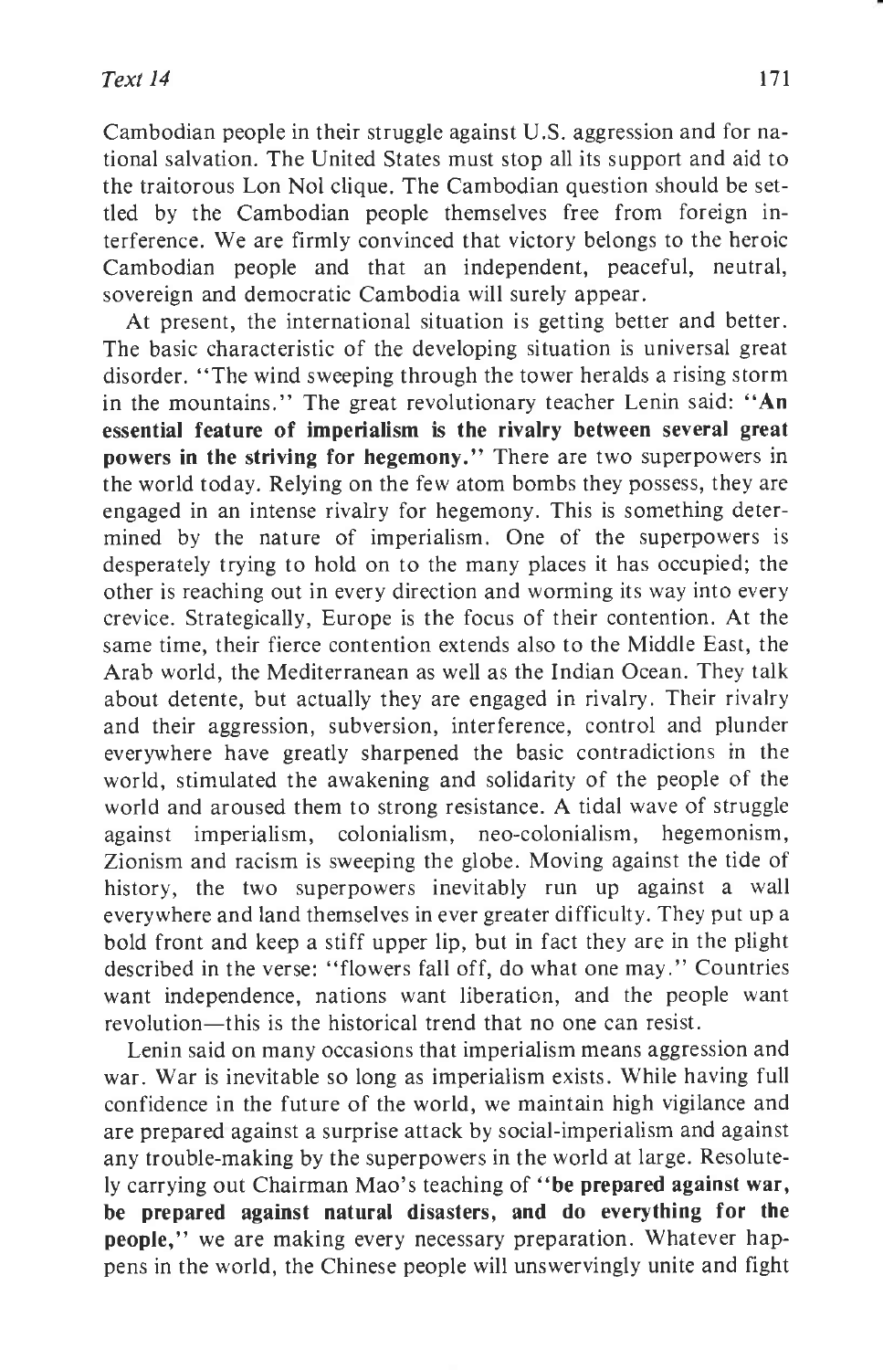Cambodian people in their struggle against U.S. aggression and for national salvation. The United States must stop all its support and aid to the traitorous Lon Nol clique. The Cambodian question should be settled by the Cambodian people themselves free from foreign interference. We are firmly convinced that victory belongs to the heroic Cambodian people and that an independent, peaceful, neutral, sovereign and democratic Cambodia will surely appear.

At present, the international situation is getting better and better. The basic characteristic of the developing situation is universal great disorder. "The wind sweeping through the tower heralds a rising storm in the mountains." The great revolutionary teacher Lenin said: "**An essential feature of imperialism is the rivalry between several great powers in the striving for hegemony.**" There are two superpowers in the world today. Relying on the few atom bombs they possess, they are engaged in an intense rivalry for hegemony. This is something determined by the nature of imperialism. One of the superpowers is desperately trying to hold on to the many places it has occupied; the other is reaching out in every direction and worming its way into every crevice. Strategically, Europe is the focus of their contention. At the same time, their fierce contention extends also to the Middle East, the Arab world, the Mediterranean as well as the Indian Ocean. They talk about detente, but actually they are engaged in rivalry. Their rivalry and their aggression, subversion, interference, control and plunder everywhere have greatly sharpened the basic contradictions in the world, stimulated the awakening and solidarity of the people of the world and aroused them to strong resistance. A tidal wave of struggle against imperialism, colonialism, neo-colonialism, hegemonism, Zionism and racism is sweeping the globe. Moving against the tide of history, the two superpowers inevitably run up against a wall everywhere and land themselves in ever greater difficulty. They put up a bold front and keep a stiff upper lip, but in fact they are in the plight described in the verse: "flowers fall off, do what one may." Countries want independence, nations want liberation, and the people want revolution—this is the historical trend that no one can resist.

Lenin said on many occasions that imperialism means aggression and war. War is inevitable so long as imperialism exists. While having full confidence in the future of the world, we maintain high vigilance and are prepared against a surprise attack by social-imperialism and against any trouble-making by the superpowers in the world at large. Resolutely carrying out Chairman Mao's teaching of "**be prepared against war, be prepared against natural disasters, and do everything for the people,**" we are making every necessary preparation. Whatever happens in the world, the Chinese people will unswervingly unite and fight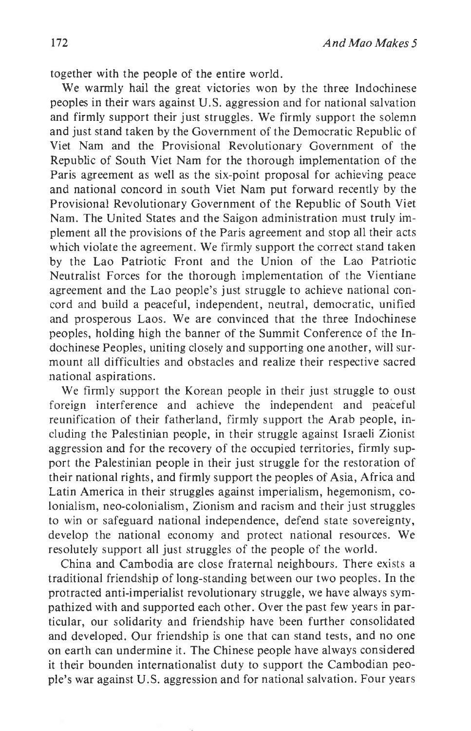together with the people of the entire world.

We warmly hail the great victories won by the three Indochinese peoples in their wars against U.S. aggression and for national salvation and firmly support their just struggles. We firmly support the solemn and just stand taken by the Government of the Democratic Republic of Viet Nam and the Provisional Revolutionary Government of the Republic of South Viet Nam for the thorough implementation of the Paris agreement as well as the six-point proposal for achieving peace and national concord in south Viet Nam put forward recently by the Provisional Revolutionary Government of the Republic of South Viet Nam. The United States and the Saigon administration must truly implement all the provisions of the Paris agreement and stop all their acts which violate the agreement. We firmly support the correct stand taken by the Lao Patriotic Front and the Union of the Lao Patriotic Neutralist Forces for the thorough implementation of the Vientiane agreement and the Lao people's just struggle to achieve national concord and build a peaceful, independent, neutral, democratic, unified and prosperous Laos. We are convinced that the three Indochinese peoples, holding high the banner of the Summit Conference of the Indochinese Peoples, uniting closely and supporting one another, will surmount all difficulties and obstacles and realize their respective sacred national aspirations.

We firmly support the Korean people in their just struggle to oust foreign interference and achieve the independent and peaceful reunification of their fatherland, firmly support the Arab people, including the Palestinian people, in their struggle against Israeli Zionist aggression and for the recovery of the occupied territories, firmly support the Palestinian people in their just struggle for the restoration of their national rights, and firmly support the peoples of Asia, Africa and Latin America in their struggles against imperialism, hegemonism, colonialism, neo-colonialism, Zionism and racism and their just struggles to win or safeguard national independence, defend state sovereignty, develop the national economy and protect national resources. We resolutely support all just struggles of the people of the world.

China and Cambodia are close fraternal neighbours. There exists a traditional friendship of long-standing between our two peoples. In the protracted anti-imperialist revolutionary struggle, we have always sympathized with and supported each other. Over the past few years in particular, our solidarity and friendship have been further consolidated and developed. Our friendship is one that can stand tests, and no one on earth can undermine it. The Chinese people have always considered it their bounden internationalist duty to support the Cambodian people's war against U.S. aggression and for national salvation. Four years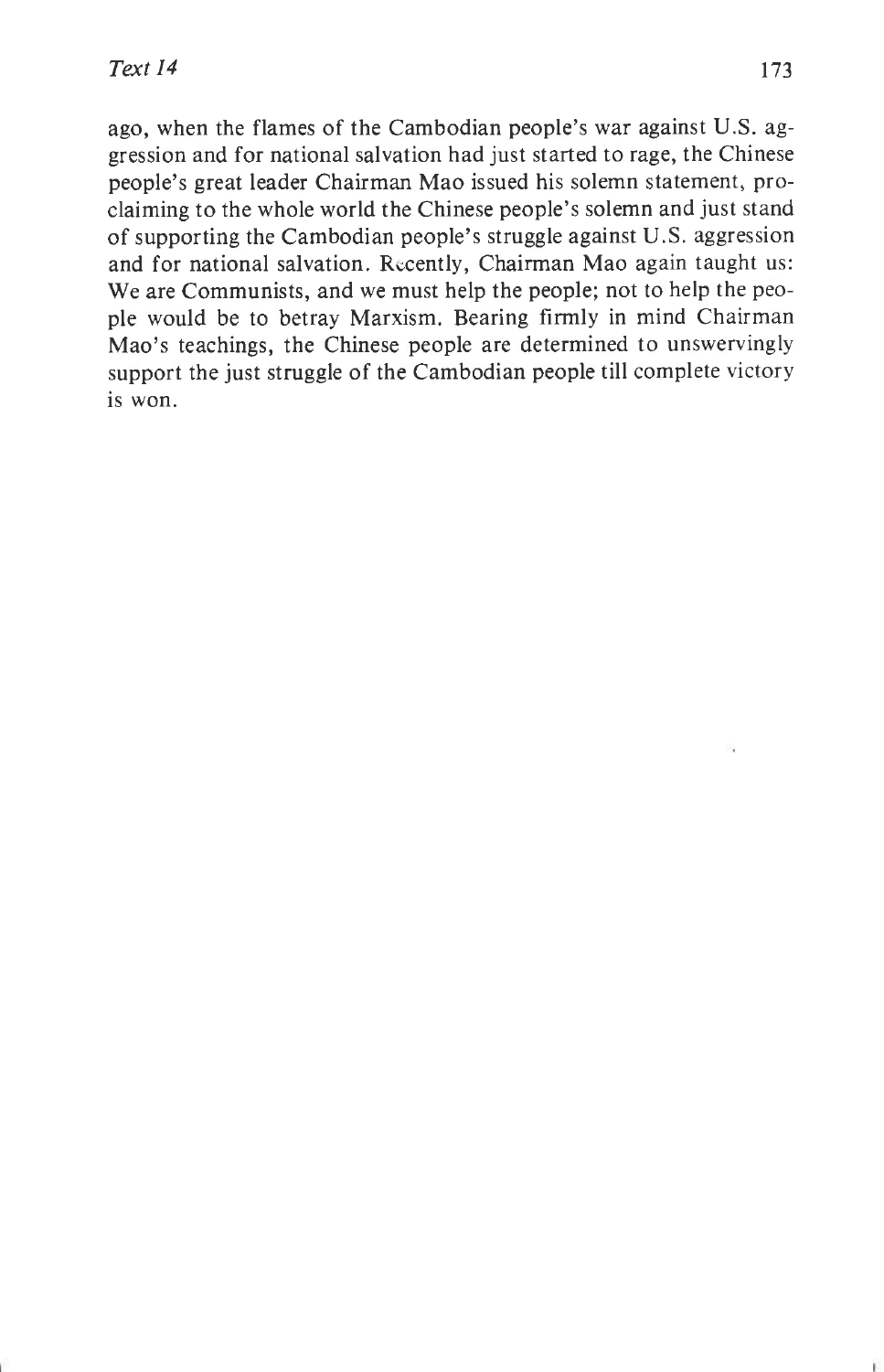ago, when the flames of the Cambodian people's war against U.S. aggression and for national salvation had just started to rage, the Chinese people's great leader Chairman Mao issued his solemn statement, proclaiming to the whole world the Chinese people's solemn and just stand of supporting the Cambodian people's struggle against U.S. aggression and for national salvation. Recently, Chairman Mao again taught us: We are Communists, and we must help the people; not to help the people would be to betray Marxism. Bearing firmly in mind Chairman Mao's teachings, the Chinese people are determined to unswervingly support the just struggle of the Cambodian people till complete victory is won.